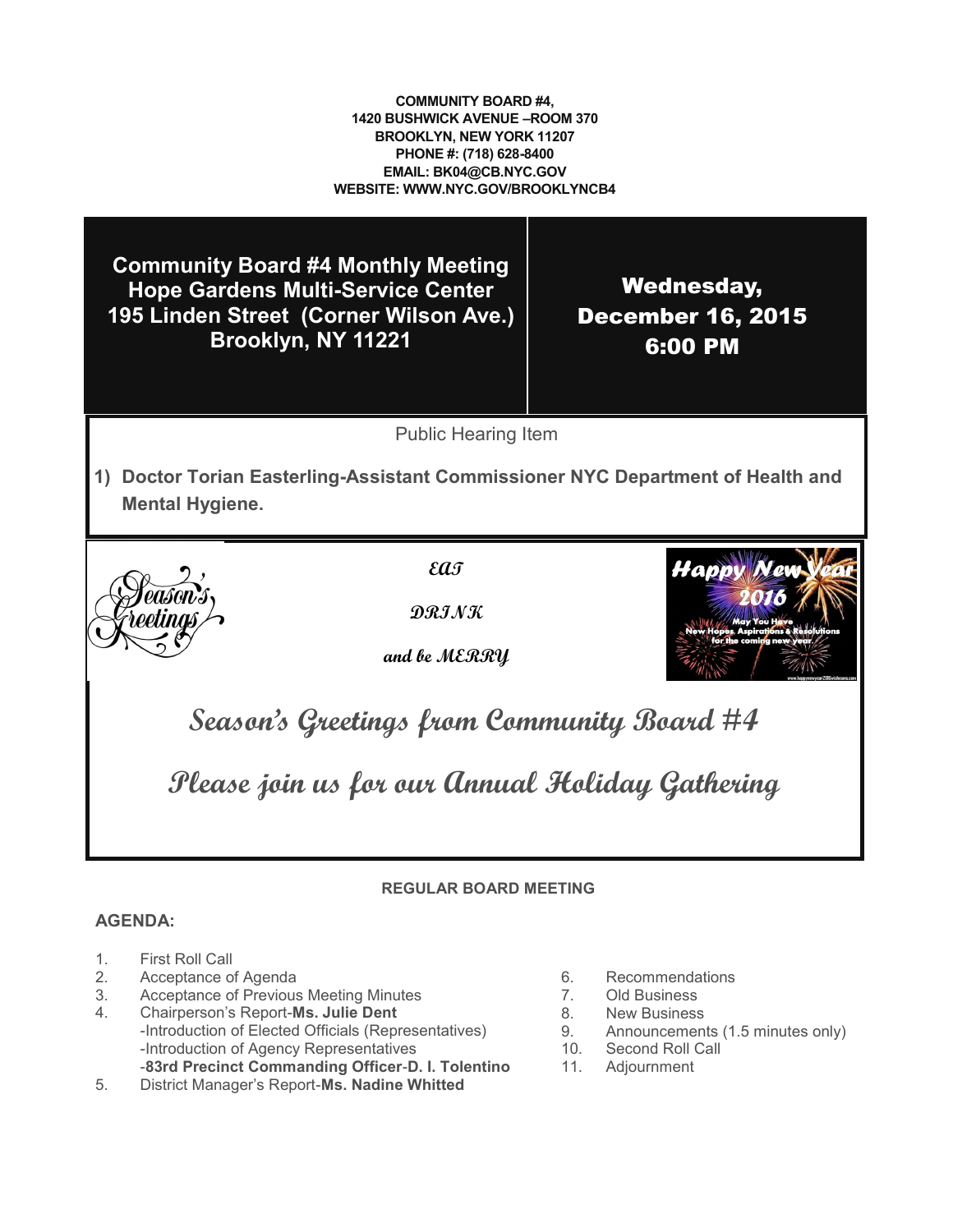**COMMUNITY BOARD #4,**
**1420 BUSHWICK AVENUE –ROOM 370**
**BROOKLYN, NEW YORK 11207**
**PHONE #: (718) 628-8400**
**EMAIL: BK04@CB.NYC.GOV**
**WEBSITE: WWW.NYC.GOV/BROOKLYNCB4**

## Community Board #4 Monthly Meeting
## Hope Gardens Multi-Service Center
## 195 Linden Street (Corner Wilson Ave.)
## Brooklyn, NY 11221

## Wednesday, December 16, 2015 6:00 PM

Public Hearing Item

1) **Doctor Torian Easterling-Assistant Commissioner NYC Department of Health and Mental Hygiene.**

Season's Greetings

*EAT*

*DRINK*

*and be MERRY*

Happy New Year 2016
May You Have New Hopes, Aspirations & Resolutions for the coming new year.

## *Season's Greetings from Community Board #4*

## *Please join us for our Annual Holiday Gathering*

**REGULAR BOARD MEETING**

**AGENDA:**

1. First Roll Call
2. Acceptance of Agenda
3. Acceptance of Previous Meeting Minutes
4. Chairperson's Report-**Ms. Julie Dent**
   -Introduction of Elected Officials (Representatives)
   -Introduction of Agency Representatives
   -**83rd Precinct Commanding Officer**-**D. I. Tolentino**
5. District Manager's Report-**Ms. Nadine Whitted**
6. Recommendations
7. Old Business
8. New Business
9. Announcements (1.5 minutes only)
10. Second Roll Call
11. Adjournment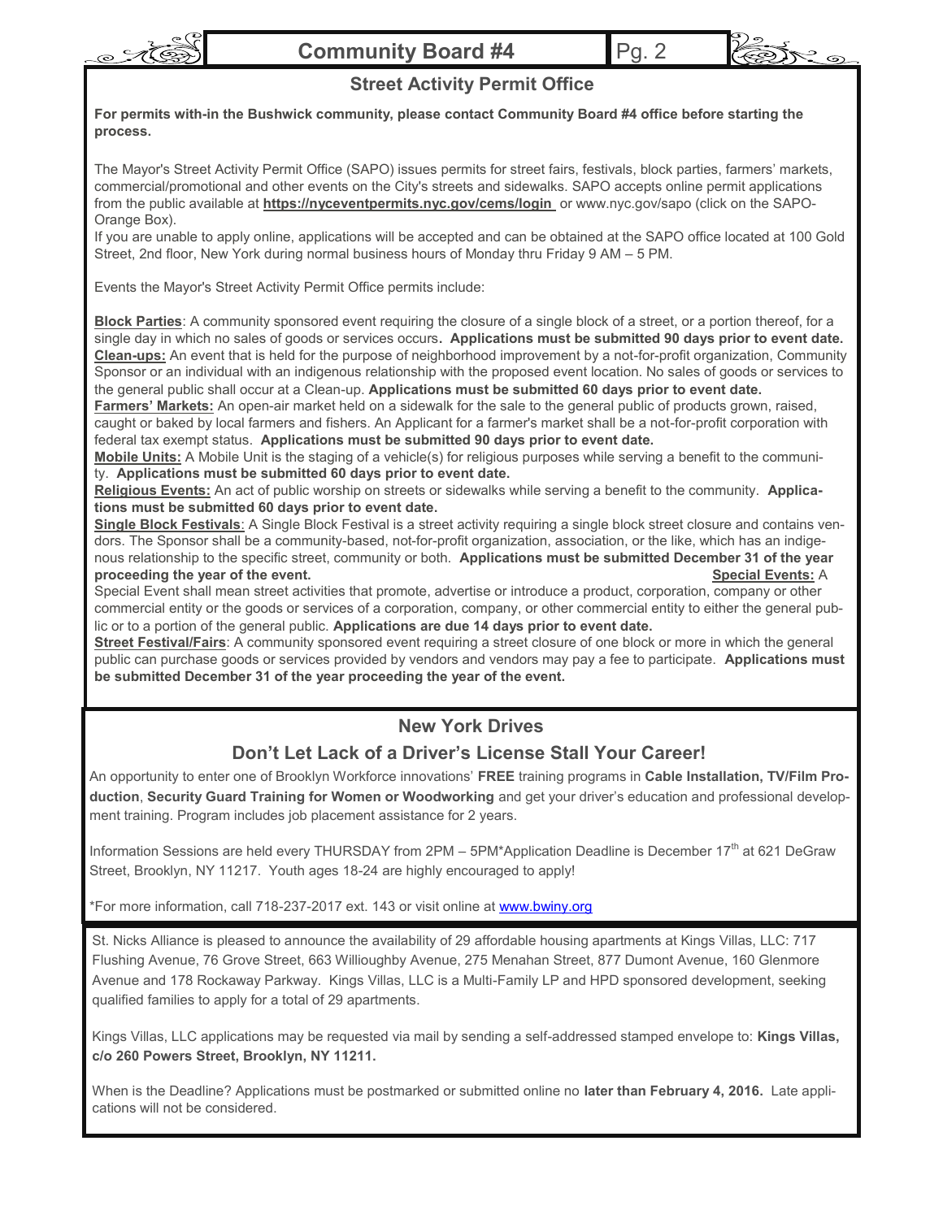## Street Activity Permit Office

**For permits with-in the Bushwick community, please contact Community Board #4 office before starting the process.**

The Mayor's Street Activity Permit Office (SAPO) issues permits for street fairs, festivals, block parties, farmers' markets, commercial/promotional and other events on the City's streets and sidewalks. SAPO accepts online permit applications from the public available at **https://nyceventpermits.nyc.gov/cems/login** or www.nyc.gov/sapo (click on the SAPO-Orange Box).

If you are unable to apply online, applications will be accepted and can be obtained at the SAPO office located at 100 Gold Street, 2nd floor, New York during normal business hours of Monday thru Friday 9 AM – 5 PM.

Events the Mayor's Street Activity Permit Office permits include:

**Block Parties**: A community sponsored event requiring the closure of a single block of a street, or a portion thereof, for a single day in which no sales of goods or services occurs. **Applications must be submitted 90 days prior to event date.**

**Clean-ups:** An event that is held for the purpose of neighborhood improvement by a not-for-profit organization, Community Sponsor or an individual with an indigenous relationship with the proposed event location. No sales of goods or services to the general public shall occur at a Clean-up. **Applications must be submitted 60 days prior to event date.**

**Farmers' Markets:** An open-air market held on a sidewalk for the sale to the general public of products grown, raised, caught or baked by local farmers and fishers. An Applicant for a farmer's market shall be a not-for-profit corporation with federal tax exempt status. **Applications must be submitted 90 days prior to event date.**

**Mobile Units:** A Mobile Unit is the staging of a vehicle(s) for religious purposes while serving a benefit to the community. **Applications must be submitted 60 days prior to event date.**

**Religious Events:** An act of public worship on streets or sidewalks while serving a benefit to the community. **Applications must be submitted 60 days prior to event date.**

**Single Block Festivals**: A Single Block Festival is a street activity requiring a single block street closure and contains vendors. The Sponsor shall be a community-based, not-for-profit organization, association, or the like, which has an indigenous relationship to the specific street, community or both. **Applications must be submitted December 31 of the year proceeding the year of the event.**

**Special Events:** A Special Event shall mean street activities that promote, advertise or introduce a product, corporation, company or other commercial entity or the goods or services of a corporation, company, or other commercial entity to either the general public or to a portion of the general public. **Applications are due 14 days prior to event date.**

**Street Festival/Fairs**: A community sponsored event requiring a street closure of one block or more in which the general public can purchase goods or services provided by vendors and vendors may pay a fee to participate. **Applications must be submitted December 31 of the year proceeding the year of the event.**

## New York Drives

## Don't Let Lack of a Driver's License Stall Your Career!

An opportunity to enter one of Brooklyn Workforce innovations' **FREE** training programs in **Cable Installation, TV/Film Production**, **Security Guard Training for Women or Woodworking** and get your driver's education and professional development training. Program includes job placement assistance for 2 years.

Information Sessions are held every THURSDAY from 2PM – 5PM*Application Deadline is December 17th at 621 DeGraw Street, Brooklyn, NY 11217. Youth ages 18-24 are highly encouraged to apply!

*For more information, call 718-237-2017 ext. 143 or visit online at www.bwiny.org

St. Nicks Alliance is pleased to announce the availability of 29 affordable housing apartments at Kings Villas, LLC: 717 Flushing Avenue, 76 Grove Street, 663 Willioughby Avenue, 275 Menahan Street, 877 Dumont Avenue, 160 Glenmore Avenue and 178 Rockaway Parkway. Kings Villas, LLC is a Multi-Family LP and HPD sponsored development, seeking qualified families to apply for a total of 29 apartments.

Kings Villas, LLC applications may be requested via mail by sending a self-addressed stamped envelope to: **Kings Villas, c/o 260 Powers Street, Brooklyn, NY 11211.**

When is the Deadline? Applications must be postmarked or submitted online no **later than February 4, 2016.** Late applications will not be considered.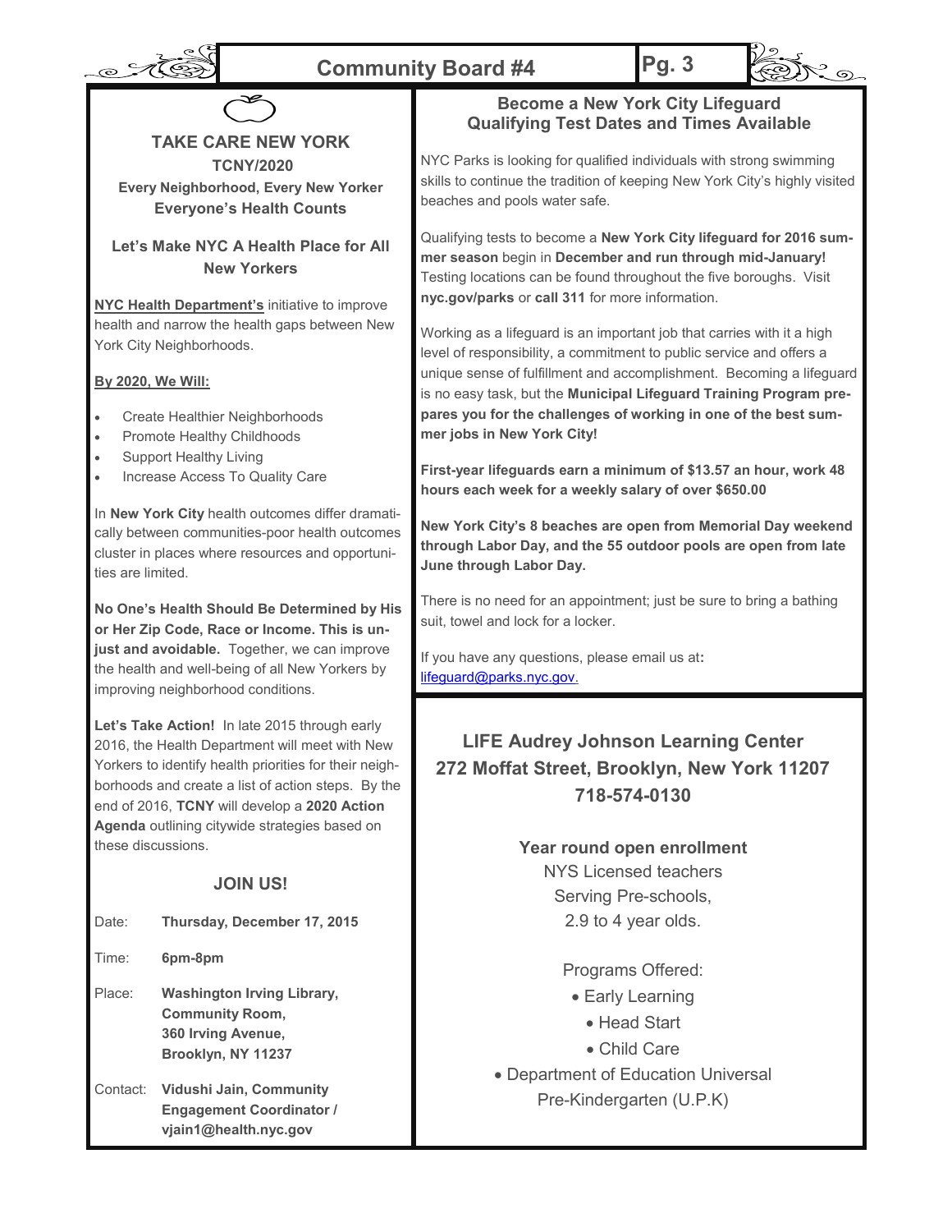## TAKE CARE NEW YORK

**TCNY/2020**

**Every Neighborhood, Every New Yorker**

**Everyone's Health Counts**

### Let's Make NYC A Health Place for All New Yorkers

**NYC Health Department's** initiative to improve health and narrow the health gaps between New York City Neighborhoods.

**By 2020, We Will:**

- Create Healthier Neighborhoods
- Promote Healthy Childhoods
- Support Healthy Living
- Increase Access To Quality Care

In **New York City** health outcomes differ dramatically between communities-poor health outcomes cluster in places where resources and opportunities are limited.

**No One's Health Should Be Determined by His or Her Zip Code, Race or Income. This is unjust and avoidable.** Together, we can improve the health and well-being of all New Yorkers by improving neighborhood conditions.

**Let's Take Action!** In late 2015 through early 2016, the Health Department will meet with New Yorkers to identify health priorities for their neighborhoods and create a list of action steps. By the end of 2016, **TCNY** will develop a **2020 Action Agenda** outlining citywide strategies based on these discussions.

### JOIN US!

Date: **Thursday, December 17, 2015**

Time: **6pm-8pm**

Place: **Washington Irving Library, Community Room, 360 Irving Avenue, Brooklyn, NY 11237**

Contact: **Vidushi Jain, Community Engagement Coordinator / vjain1@health.nyc.gov**

## Become a New York City Lifeguard Qualifying Test Dates and Times Available

NYC Parks is looking for qualified individuals with strong swimming skills to continue the tradition of keeping New York City's highly visited beaches and pools water safe.

Qualifying tests to become a **New York City lifeguard for 2016 summer season** begin in **December and run through mid-January!** Testing locations can be found throughout the five boroughs. Visit **nyc.gov/parks** or **call 311** for more information.

Working as a lifeguard is an important job that carries with it a high level of responsibility, a commitment to public service and offers a unique sense of fulfillment and accomplishment. Becoming a lifeguard is no easy task, but the **Municipal Lifeguard Training Program prepares you for the challenges of working in one of the best summer jobs in New York City!**

**First-year lifeguards earn a minimum of $13.57 an hour, work 48 hours each week for a weekly salary of over $650.00**

**New York City's 8 beaches are open from Memorial Day weekend through Labor Day, and the 55 outdoor pools are open from late June through Labor Day.**

There is no need for an appointment; just be sure to bring a bathing suit, towel and lock for a locker.

If you have any questions, please email us at**:** lifeguard@parks.nyc.gov.

## LIFE Audrey Johnson Learning Center
## 272 Moffat Street, Brooklyn, New York 11207
## 718-574-0130

**Year round open enrollment**

NYS Licensed teachers

Serving Pre-schools,

2.9 to 4 year olds.

Programs Offered:

- Early Learning
- Head Start
- Child Care
- Department of Education Universal Pre-Kindergarten (U.P.K)